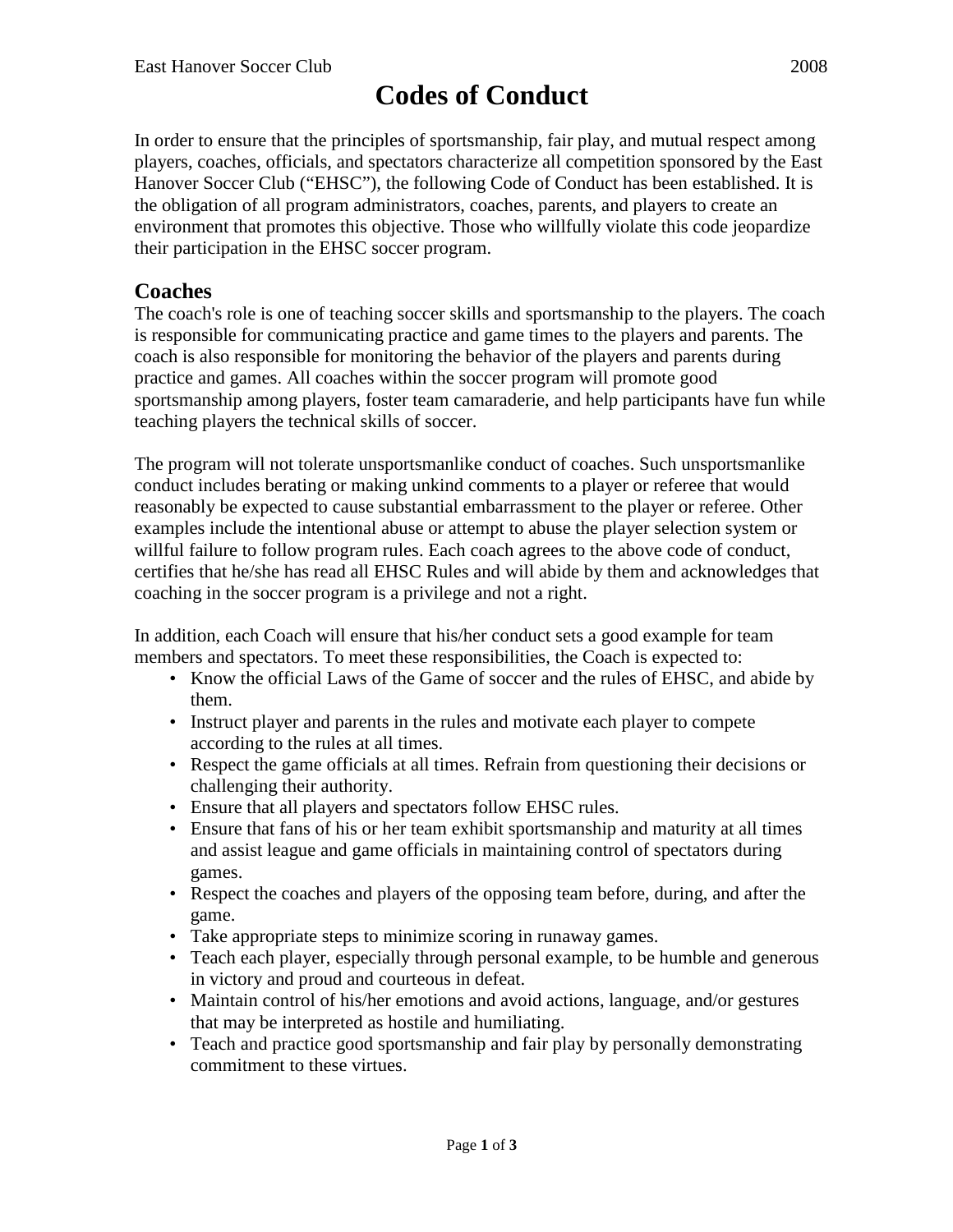# Codes of Conduct

In order to ensure that the principles of sportsmanship, fair play, and mutual respect among players, coaches, officials, and spectators characterize all competition sponsored by the East Hanover Soccer Club ("EHSC"), the following Code of Conduct has been established. It is the obligation of all program administrators, coaches, parents, and players to create an environment that promotes this objective. Those who willfully violate this code jeopardize their participation in the EHSC soccer program.

## Coaches

The coach's role is one of teaching soccer skills and sportsmanship to the players. The coach is responsible for communicating practice and game times to the players and parents. The coach is also responsible for monitoring the behavior of the players and parents during practice and games. All coaches within the soccer program will promote good sportsmanship among players, foster team camaraderie, and help participants have fun while teaching players the technical skills of soccer.

The program will not tolerate unsportsmanlike conduct of coaches. Such unsportsmanlike conduct includes berating or making unkind comments to a player or referee that would reasonably be expected to cause substantial embarrassment to the player or referee. Other examples include the intentional abuse or attempt to abuse the player selection system or willful failure to follow program rules. Each coach agrees to the above code of conduct, certifies that he/she has read all EHSC Rules and will abide by them and acknowledges that coaching in the soccer program is a privilege and not a right.

In addition, each Coach will ensure that his/her conduct sets a good example for team members and spectators. To meet these responsibilities, the Coach is expected to:

- Know the official Laws of the Game of soccer and the rules of EHSC, and abide by them.
- Instruct player and parents in the rules and motivate each player to compete according to the rules at all times.
- Respect the game officials at all times. Refrain from questioning their decisions or challenging their authority.
- Ensure that all players and spectators follow EHSC rules.
- Ensure that fans of his or her team exhibit sportsmanship and maturity at all times and assist league and game officials in maintaining control of spectators during games.
- Respect the coaches and players of the opposing team before, during, and after the game.
- Take appropriate steps to minimize scoring in runaway games.
- Teach each player, especially through personal example, to be humble and generous in victory and proud and courteous in defeat.
- Maintain control of his/her emotions and avoid actions, language, and/or gestures that may be interpreted as hostile and humiliating.
- Teach and practice good sportsmanship and fair play by personally demonstrating commitment to these virtues.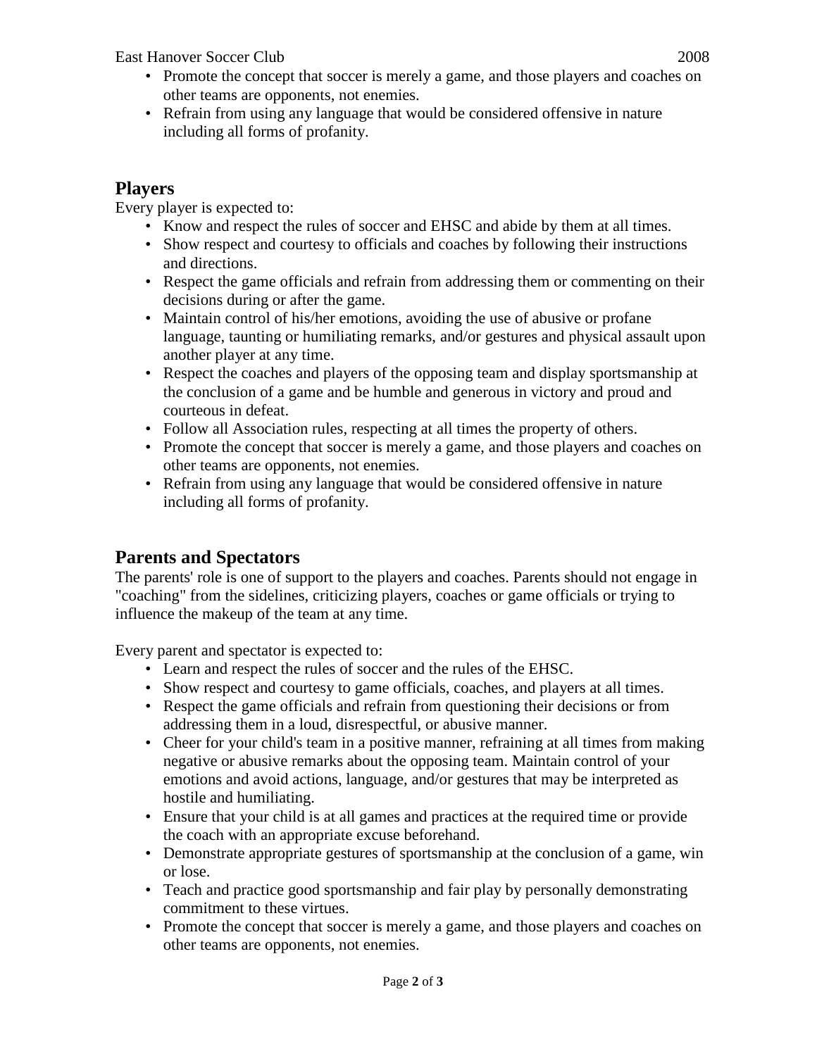- Promote the concept that soccer is merely a game, and those players and coaches on other teams are opponents, not enemies.
- Refrain from using any language that would be considered offensive in nature including all forms of profanity.

## Players

Every player is expected to:

- Know and respect the rules of soccer and EHSC and abide by them at all times.
- Show respect and courtesy to officials and coaches by following their instructions and directions.
- Respect the game officials and refrain from addressing them or commenting on their decisions during or after the game.
- Maintain control of his/her emotions, avoiding the use of abusive or profane language, taunting or humiliating remarks, and/or gestures and physical assault upon another player at any time.
- Respect the coaches and players of the opposing team and display sportsmanship at the conclusion of a game and be humble and generous in victory and proud and courteous in defeat.
- Follow all Association rules, respecting at all times the property of others.
- Promote the concept that soccer is merely a game, and those players and coaches on other teams are opponents, not enemies.
- Refrain from using any language that would be considered offensive in nature including all forms of profanity.

## Parents and Spectators

The parents' role is one of support to the players and coaches. Parents should not engage in "coaching" from the sidelines, criticizing players, coaches or game officials or trying to influence the makeup of the team at any time.

Every parent and spectator is expected to:

- Learn and respect the rules of soccer and the rules of the EHSC.
- Show respect and courtesy to game officials, coaches, and players at all times.
- Respect the game officials and refrain from questioning their decisions or from addressing them in a loud, disrespectful, or abusive manner.
- Cheer for your child's team in a positive manner, refraining at all times from making negative or abusive remarks about the opposing team. Maintain control of your emotions and avoid actions, language, and/or gestures that may be interpreted as hostile and humiliating.
- Ensure that your child is at all games and practices at the required time or provide the coach with an appropriate excuse beforehand.
- Demonstrate appropriate gestures of sportsmanship at the conclusion of a game, win or lose.
- Teach and practice good sportsmanship and fair play by personally demonstrating commitment to these virtues.
- Promote the concept that soccer is merely a game, and those players and coaches on other teams are opponents, not enemies.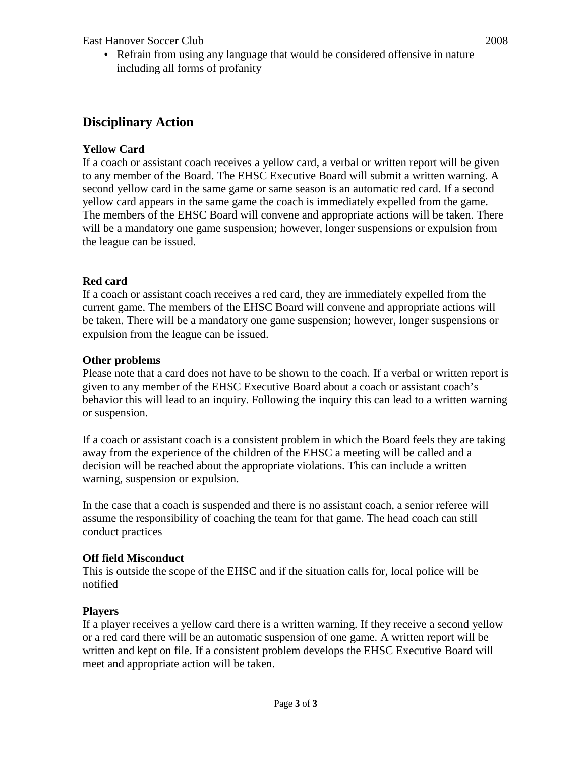- Refrain from using any language that would be considered offensive in nature including all forms of profanity

## Disciplinary Action

**Yellow Card**
If a coach or assistant coach receives a yellow card, a verbal or written report will be given to any member of the Board. The EHSC Executive Board will submit a written warning. A second yellow card in the same game or same season is an automatic red card. If a second yellow card appears in the same game the coach is immediately expelled from the game. The members of the EHSC Board will convene and appropriate actions will be taken. There will be a mandatory one game suspension; however, longer suspensions or expulsion from the league can be issued.

**Red card**
If a coach or assistant coach receives a red card, they are immediately expelled from the current game. The members of the EHSC Board will convene and appropriate actions will be taken. There will be a mandatory one game suspension; however, longer suspensions or expulsion from the league can be issued.

**Other problems**
Please note that a card does not have to be shown to the coach. If a verbal or written report is given to any member of the EHSC Executive Board about a coach or assistant coach's behavior this will lead to an inquiry. Following the inquiry this can lead to a written warning or suspension.

If a coach or assistant coach is a consistent problem in which the Board feels they are taking away from the experience of the children of the EHSC a meeting will be called and a decision will be reached about the appropriate violations. This can include a written warning, suspension or expulsion.

In the case that a coach is suspended and there is no assistant coach, a senior referee will assume the responsibility of coaching the team for that game. The head coach can still conduct practices

**Off field Misconduct**
This is outside the scope of the EHSC and if the situation calls for, local police will be notified

**Players**
If a player receives a yellow card there is a written warning. If they receive a second yellow or a red card there will be an automatic suspension of one game. A written report will be written and kept on file. If a consistent problem develops the EHSC Executive Board will meet and appropriate action will be taken.